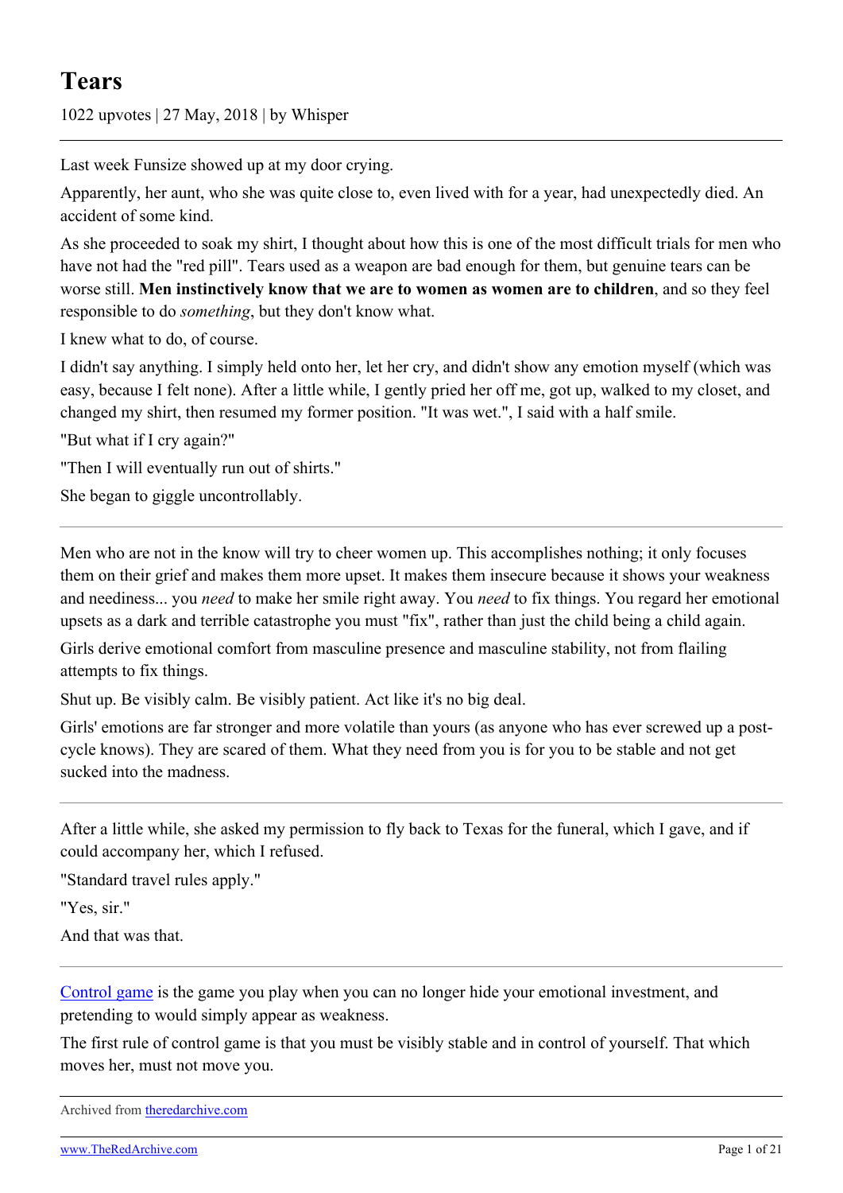# Tears

1022 upvotes | 27 May, 2018 | by Whisper

---

Last week Funsize showed up at my door crying.

Apparently, her aunt, who she was quite close to, even lived with for a year, had unexpectedly died. An accident of some kind.

As she proceeded to soak my shirt, I thought about how this is one of the most difficult trials for men who have not had the "red pill". Tears used as a weapon are bad enough for them, but genuine tears can be worse still. **Men instinctively know that we are to women as women are to children**, and so they feel responsible to do *something*, but they don't know what.

I knew what to do, of course.

I didn't say anything. I simply held onto her, let her cry, and didn't show any emotion myself (which was easy, because I felt none). After a little while, I gently pried her off me, got up, walked to my closet, and changed my shirt, then resumed my former position. "It was wet.", I said with a half smile.

"But what if I cry again?"

"Then I will eventually run out of shirts."

She began to giggle uncontrollably.

---

Men who are not in the know will try to cheer women up. This accomplishes nothing; it only focuses them on their grief and makes them more upset. It makes them insecure because it shows your weakness and neediness... you *need* to make her smile right away. You *need* to fix things. You regard her emotional upsets as a dark and terrible catastrophe you must "fix", rather than just the child being a child again.

Girls derive emotional comfort from masculine presence and masculine stability, not from flailing attempts to fix things.

Shut up. Be visibly calm. Be visibly patient. Act like it's no big deal.

Girls' emotions are far stronger and more volatile than yours (as anyone who has ever screwed up a post-cycle knows). They are scared of them. What they need from you is for you to be stable and not get sucked into the madness.

---

After a little while, she asked my permission to fly back to Texas for the funeral, which I gave, and if could accompany her, which I refused.

"Standard travel rules apply."

"Yes, sir."

And that was that.

---

[Control game](Control game) is the game you play when you can no longer hide your emotional investment, and pretending to would simply appear as weakness.

The first rule of control game is that you must be visibly stable and in control of yourself. That which moves her, must not move you.

Archived from [theredarchive.com](theredarchive.com)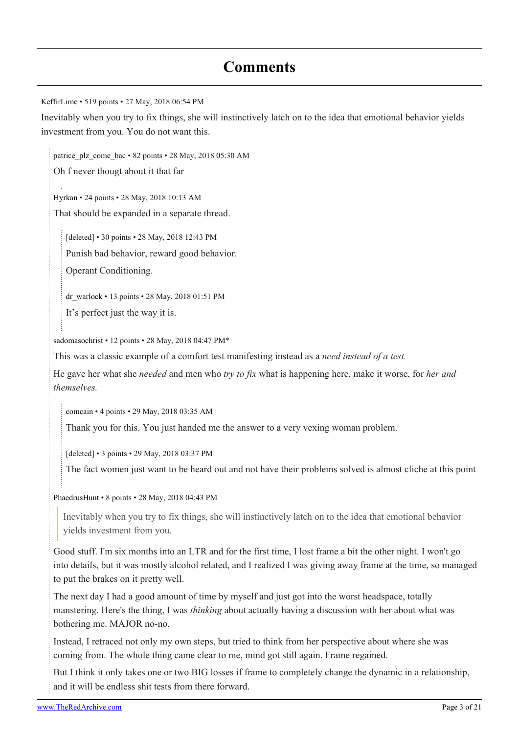# Comments

KeffirLime • 519 points • 27 May, 2018 06:54 PM

Inevitably when you try to fix things, she will instinctively latch on to the idea that emotional behavior yields investment from you. You do not want this.

> patrice_plz_come_bac • 82 points • 28 May, 2018 05:30 AM
>
> Oh f never thougt about it that far
>
> Hyrkan • 24 points • 28 May, 2018 10:13 AM
>
> That should be expanded in a separate thread.
>
> > [deleted] • 30 points • 28 May, 2018 12:43 PM
> >
> > Punish bad behavior, reward good behavior.
> >
> > Operant Conditioning.
> >
> > dr_warlock • 13 points • 28 May, 2018 01:51 PM
> >
> > It's perfect just the way it is.
>
> sadomasochrist • 12 points • 28 May, 2018 04:47 PM*
>
> This was a classic example of a comfort test manifesting instead as a *need instead of a test.*
>
> He gave her what she *needed* and men who *try to fix* what is happening here, make it worse, for *her and themselves.*
>
> > comcain • 4 points • 29 May, 2018 03:35 AM
> >
> > Thank you for this. You just handed me the answer to a very vexing woman problem.
> >
> > [deleted] • 3 points • 29 May, 2018 03:37 PM
> >
> > The fact women just want to be heard out and not have their problems solved is almost cliche at this point
>
> PhaedrusHunt • 8 points • 28 May, 2018 04:43 PM
>
> > Inevitably when you try to fix things, she will instinctively latch on to the idea that emotional behavior yields investment from you.
>
> Good stuff. I'm six months into an LTR and for the first time, I lost frame a bit the other night. I won't go into details, but it was mostly alcohol related, and I realized I was giving away frame at the time, so managed to put the brakes on it pretty well.
>
> The next day I had a good amount of time by myself and just got into the worst headspace, totally manstering. Here's the thing, I was *thinking* about actually having a discussion with her about what was bothering me. MAJOR no-no.
>
> Instead, I retraced not only my own steps, but tried to think from her perspective about where she was coming from. The whole thing came clear to me, mind got still again. Frame regained.
>
> But I think it only takes one or two BIG losses if frame to completely change the dynamic in a relationship, and it will be endless shit tests from there forward.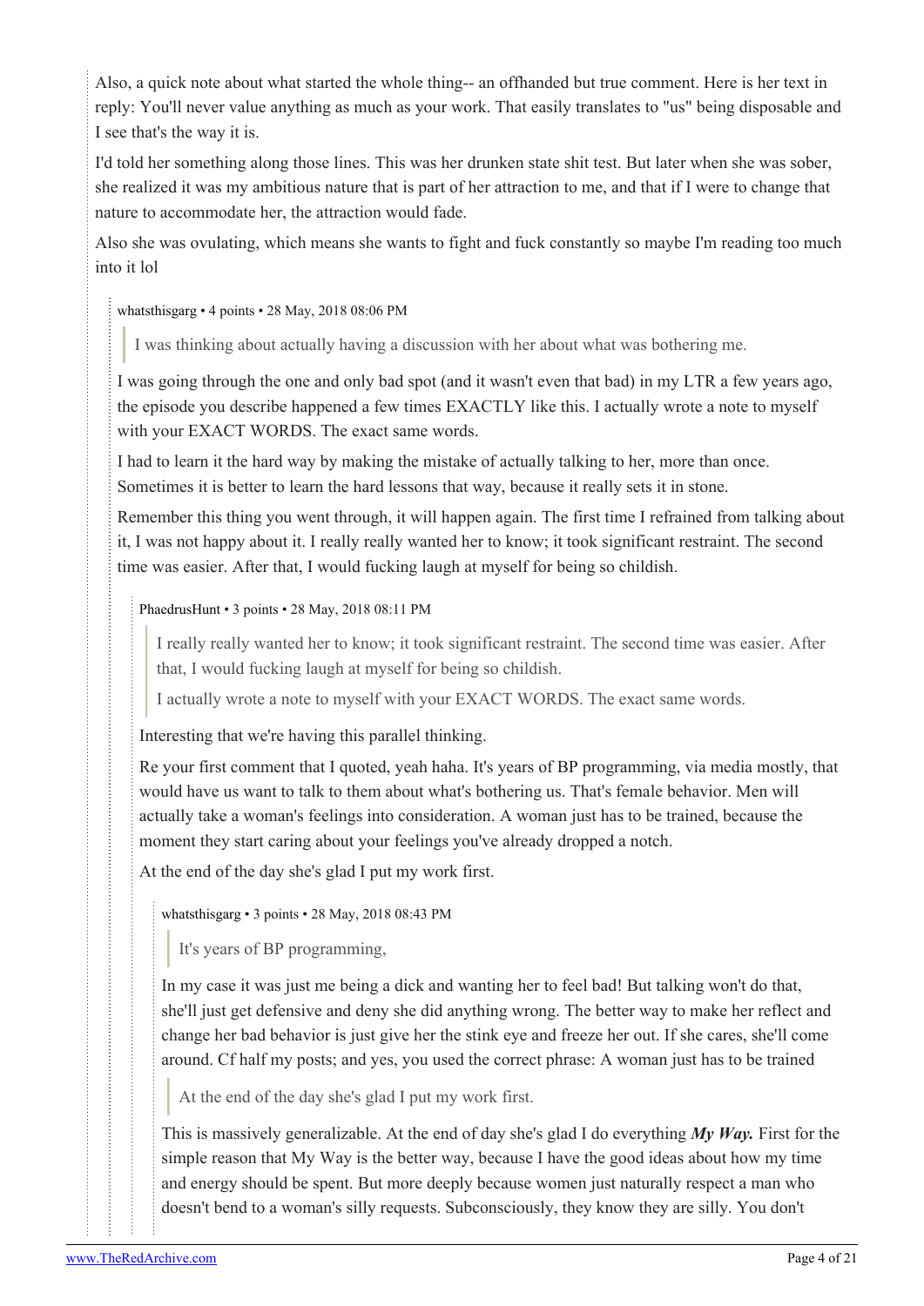Also, a quick note about what started the whole thing-- an offhanded but true comment. Here is her text in reply: You'll never value anything as much as your work. That easily translates to "us" being disposable and I see that's the way it is.

I'd told her something along those lines. This was her drunken state shit test. But later when she was sober, she realized it was my ambitious nature that is part of her attraction to me, and that if I were to change that nature to accommodate her, the attraction would fade.

Also she was ovulating, which means she wants to fight and fuck constantly so maybe I'm reading too much into it lol

whatsthisgarg • 4 points • 28 May, 2018 08:06 PM

> I was thinking about actually having a discussion with her about what was bothering me.

I was going through the one and only bad spot (and it wasn't even that bad) in my LTR a few years ago, the episode you describe happened a few times EXACTLY like this. I actually wrote a note to myself with your EXACT WORDS. The exact same words.

I had to learn it the hard way by making the mistake of actually talking to her, more than once. Sometimes it is better to learn the hard lessons that way, because it really sets it in stone.

Remember this thing you went through, it will happen again. The first time I refrained from talking about it, I was not happy about it. I really really wanted her to know; it took significant restraint. The second time was easier. After that, I would fucking laugh at myself for being so childish.

PhaedrusHunt • 3 points • 28 May, 2018 08:11 PM

> I really really wanted her to know; it took significant restraint. The second time was easier. After that, I would fucking laugh at myself for being so childish.
>
> I actually wrote a note to myself with your EXACT WORDS. The exact same words.

Interesting that we're having this parallel thinking.

Re your first comment that I quoted, yeah haha. It's years of BP programming, via media mostly, that would have us want to talk to them about what's bothering us. That's female behavior. Men will actually take a woman's feelings into consideration. A woman just has to be trained, because the moment they start caring about your feelings you've already dropped a notch.

At the end of the day she's glad I put my work first.

whatsthisgarg • 3 points • 28 May, 2018 08:43 PM

> It's years of BP programming,

In my case it was just me being a dick and wanting her to feel bad! But talking won't do that, she'll just get defensive and deny she did anything wrong. The better way to make her reflect and change her bad behavior is just give her the stink eye and freeze her out. If she cares, she'll come around. Cf half my posts; and yes, you used the correct phrase: A woman just has to be trained

> At the end of the day she's glad I put my work first.

This is massively generalizable. At the end of day she's glad I do everything ***My Way.*** First for the simple reason that My Way is the better way, because I have the good ideas about how my time and energy should be spent. But more deeply because women just naturally respect a man who doesn't bend to a woman's silly requests. Subconsciously, they know they are silly. You don't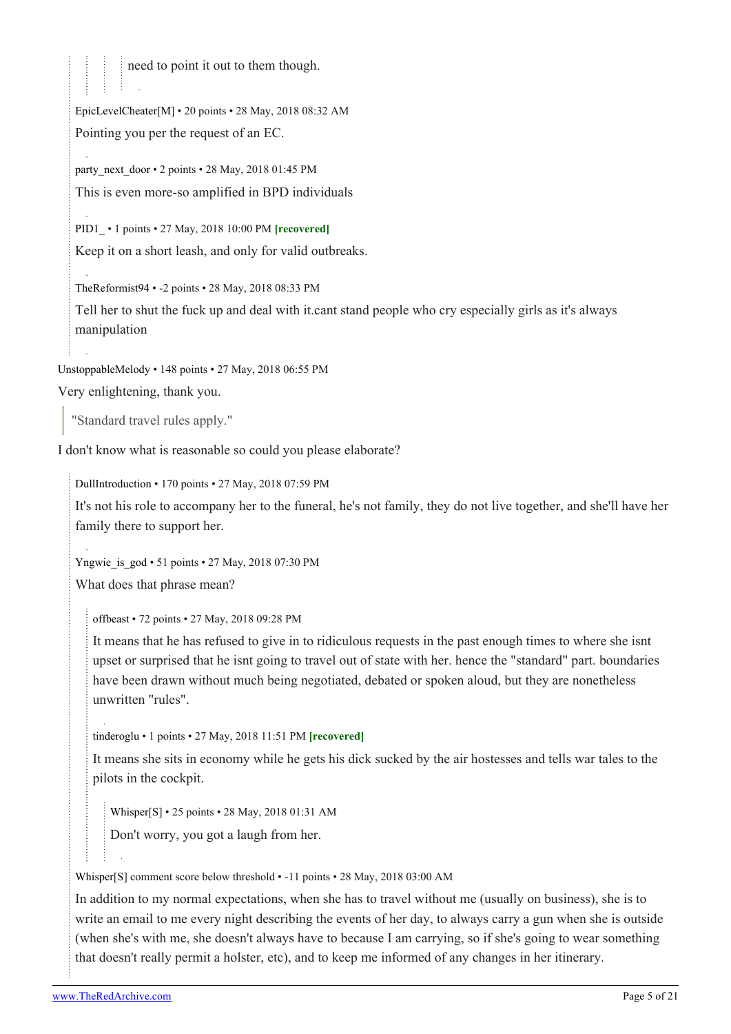need to point it out to them though.

EpicLevelCheater[M] • 20 points • 28 May, 2018 08:32 AM

Pointing you per the request of an EC.

party_next_door • 2 points • 28 May, 2018 01:45 PM

This is even more-so amplified in BPD individuals

PID1_ • 1 points • 27 May, 2018 10:00 PM **[recovered]**

Keep it on a short leash, and only for valid outbreaks.

TheReformist94 • -2 points • 28 May, 2018 08:33 PM

Tell her to shut the fuck up and deal with it.cant stand people who cry especially girls as it's always manipulation

UnstoppableMelody • 148 points • 27 May, 2018 06:55 PM

Very enlightening, thank you.

> "Standard travel rules apply."

I don't know what is reasonable so could you please elaborate?

DullIntroduction • 170 points • 27 May, 2018 07:59 PM

It's not his role to accompany her to the funeral, he's not family, they do not live together, and she'll have her family there to support her.

Yngwie_is_god • 51 points • 27 May, 2018 07:30 PM

What does that phrase mean?

offbeast • 72 points • 27 May, 2018 09:28 PM

It means that he has refused to give in to ridiculous requests in the past enough times to where she isnt upset or surprised that he isnt going to travel out of state with her. hence the "standard" part. boundaries have been drawn without much being negotiated, debated or spoken aloud, but they are nonetheless unwritten "rules".

tinderoglu • 1 points • 27 May, 2018 11:51 PM **[recovered]**

It means she sits in economy while he gets his dick sucked by the air hostesses and tells war tales to the pilots in the cockpit.

Whisper[S] • 25 points • 28 May, 2018 01:31 AM

Don't worry, you got a laugh from her.

Whisper[S] comment score below threshold • -11 points • 28 May, 2018 03:00 AM

In addition to my normal expectations, when she has to travel without me (usually on business), she is to write an email to me every night describing the events of her day, to always carry a gun when she is outside (when she's with me, she doesn't always have to because I am carrying, so if she's going to wear something that doesn't really permit a holster, etc), and to keep me informed of any changes in her itinerary.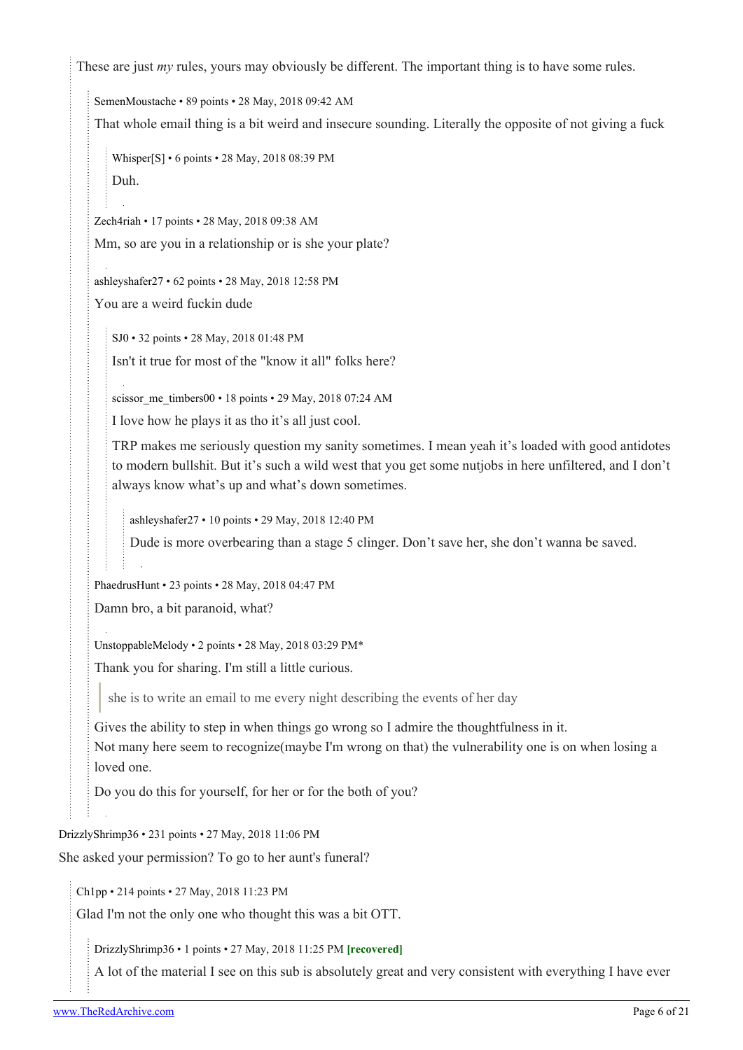These are just *my* rules, yours may obviously be different. The important thing is to have some rules.

> SemenMoustache • 89 points • 28 May, 2018 09:42 AM
>
> That whole email thing is a bit weird and insecure sounding. Literally the opposite of not giving a fuck
>
> > Whisper[S] • 6 points • 28 May, 2018 08:39 PM
> >
> > Duh.
>
> Zech4riah • 17 points • 28 May, 2018 09:38 AM
>
> Mm, so are you in a relationship or is she your plate?
>
> ashleyshafer27 • 62 points • 28 May, 2018 12:58 PM
>
> You are a weird fuckin dude
>
> > SJ0 • 32 points • 28 May, 2018 01:48 PM
> >
> > Isn't it true for most of the "know it all" folks here?
> >
> > scissor_me_timbers00 • 18 points • 29 May, 2018 07:24 AM
> >
> > I love how he plays it as tho it's all just cool.
> >
> > TRP makes me seriously question my sanity sometimes. I mean yeah it's loaded with good antidotes to modern bullshit. But it's such a wild west that you get some nutjobs in here unfiltered, and I don't always know what's up and what's down sometimes.
> >
> > > ashleyshafer27 • 10 points • 29 May, 2018 12:40 PM
> > >
> > > Dude is more overbearing than a stage 5 clinger. Don't save her, she don't wanna be saved.
>
> PhaedrusHunt • 23 points • 28 May, 2018 04:47 PM
>
> Damn bro, a bit paranoid, what?
>
> UnstoppableMelody • 2 points • 28 May, 2018 03:29 PM*
>
> Thank you for sharing. I'm still a little curious.
>
> > she is to write an email to me every night describing the events of her day
>
> Gives the ability to step in when things go wrong so I admire the thoughtfulness in it.
> Not many here seem to recognize(maybe I'm wrong on that) the vulnerability one is on when losing a loved one.
>
> Do you do this for yourself, for her or for the both of you?

DrizzlyShrimp36 • 231 points • 27 May, 2018 11:06 PM

She asked your permission? To go to her aunt's funeral?

> Ch1pp • 214 points • 27 May, 2018 11:23 PM
>
> Glad I'm not the only one who thought this was a bit OTT.
>
> > DrizzlyShrimp36 • 1 points • 27 May, 2018 11:25 PM **[recovered]**
> >
> > A lot of the material I see on this sub is absolutely great and very consistent with everything I have ever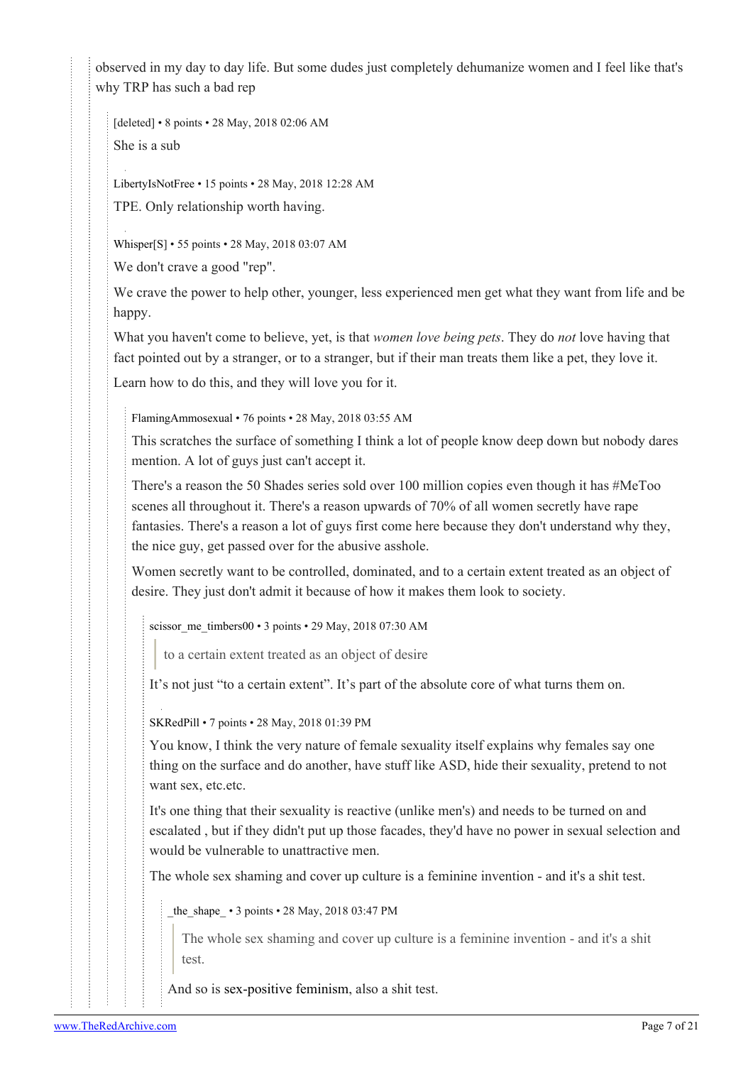observed in my day to day life. But some dudes just completely dehumanize women and I feel like that's why TRP has such a bad rep

[deleted] • 8 points • 28 May, 2018 02:06 AM

She is a sub

LibertyIsNotFree • 15 points • 28 May, 2018 12:28 AM

TPE. Only relationship worth having.

Whisper[S] • 55 points • 28 May, 2018 03:07 AM

We don't crave a good "rep".

We crave the power to help other, younger, less experienced men get what they want from life and be happy.

What you haven't come to believe, yet, is that *women love being pets*. They do *not* love having that fact pointed out by a stranger, or to a stranger, but if their man treats them like a pet, they love it.

Learn how to do this, and they will love you for it.

FlamingAmmosexual • 76 points • 28 May, 2018 03:55 AM

This scratches the surface of something I think a lot of people know deep down but nobody dares mention. A lot of guys just can't accept it.

There's a reason the 50 Shades series sold over 100 million copies even though it has #MeToo scenes all throughout it. There's a reason upwards of 70% of all women secretly have rape fantasies. There's a reason a lot of guys first come here because they don't understand why they, the nice guy, get passed over for the abusive asshole.

Women secretly want to be controlled, dominated, and to a certain extent treated as an object of desire. They just don't admit it because of how it makes them look to society.

scissor_me_timbers00 • 3 points • 29 May, 2018 07:30 AM

> to a certain extent treated as an object of desire

It's not just "to a certain extent". It's part of the absolute core of what turns them on.

SKRedPill • 7 points • 28 May, 2018 01:39 PM

You know, I think the very nature of female sexuality itself explains why females say one thing on the surface and do another, have stuff like ASD, hide their sexuality, pretend to not want sex, etc.etc.

It's one thing that their sexuality is reactive (unlike men's) and needs to be turned on and escalated , but if they didn't put up those facades, they'd have no power in sexual selection and would be vulnerable to unattractive men.

The whole sex shaming and cover up culture is a feminine invention - and it's a shit test.

_the_shape_ • 3 points • 28 May, 2018 03:47 PM

> The whole sex shaming and cover up culture is a feminine invention - and it's a shit test.

And so is sex-positive feminism, also a shit test.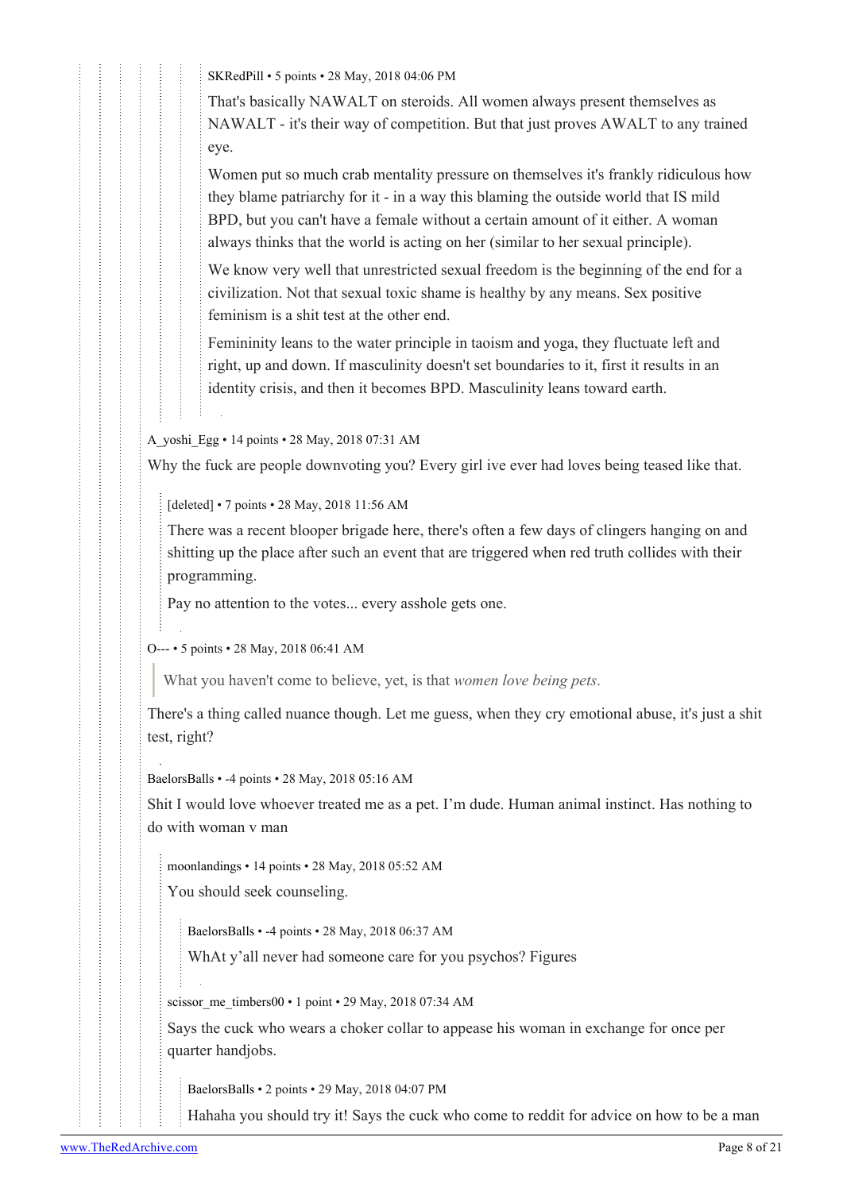SKRedPill • 5 points • 28 May, 2018 04:06 PM

That's basically NAWALT on steroids. All women always present themselves as NAWALT - it's their way of competition. But that just proves AWALT to any trained eye.

Women put so much crab mentality pressure on themselves it's frankly ridiculous how they blame patriarchy for it - in a way this blaming the outside world that IS mild BPD, but you can't have a female without a certain amount of it either. A woman always thinks that the world is acting on her (similar to her sexual principle).

We know very well that unrestricted sexual freedom is the beginning of the end for a civilization. Not that sexual toxic shame is healthy by any means. Sex positive feminism is a shit test at the other end.

Femininity leans to the water principle in taoism and yoga, they fluctuate left and right, up and down. If masculinity doesn't set boundaries to it, first it results in an identity crisis, and then it becomes BPD. Masculinity leans toward earth.

A_yoshi_Egg • 14 points • 28 May, 2018 07:31 AM

Why the fuck are people downvoting you? Every girl ive ever had loves being teased like that.

[deleted] • 7 points • 28 May, 2018 11:56 AM

There was a recent blooper brigade here, there's often a few days of clingers hanging on and shitting up the place after such an event that are triggered when red truth collides with their programming.

Pay no attention to the votes... every asshole gets one.

O--- • 5 points • 28 May, 2018 06:41 AM

> What you haven't come to believe, yet, is that *women love being pets*.

There's a thing called nuance though. Let me guess, when they cry emotional abuse, it's just a shit test, right?

BaelorsBalls • -4 points • 28 May, 2018 05:16 AM

Shit I would love whoever treated me as a pet. I'm dude. Human animal instinct. Has nothing to do with woman v man

moonlandings • 14 points • 28 May, 2018 05:52 AM

You should seek counseling.

BaelorsBalls • -4 points • 28 May, 2018 06:37 AM

WhAt y'all never had someone care for you psychos? Figures

scissor_me_timbers00 • 1 point • 29 May, 2018 07:34 AM

Says the cuck who wears a choker collar to appease his woman in exchange for once per quarter handjobs.

BaelorsBalls • 2 points • 29 May, 2018 04:07 PM

Hahaha you should try it! Says the cuck who come to reddit for advice on how to be a man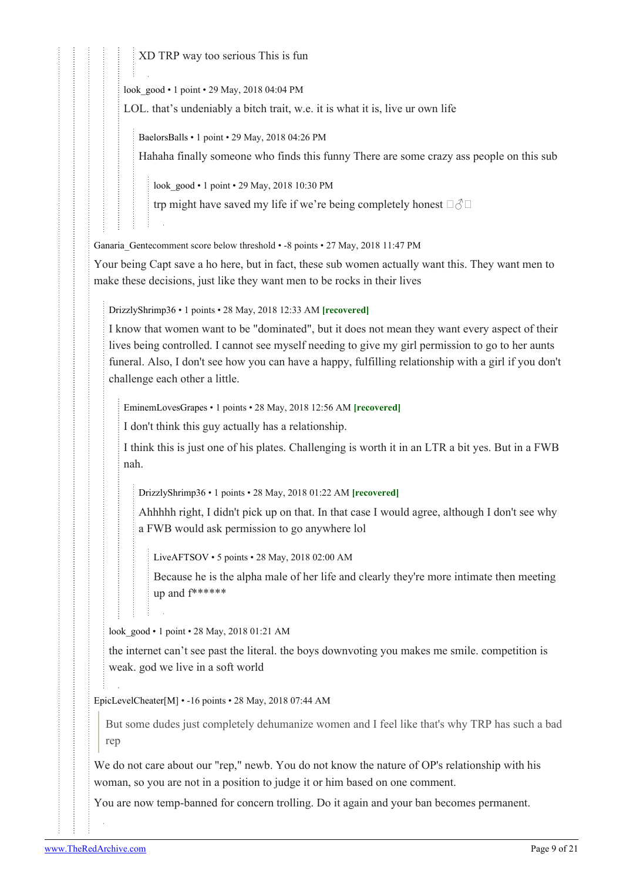XD TRP way too serious This is fun

look_good • 1 point • 29 May, 2018 04:04 PM

LOL. that's undeniably a bitch trait, w.e. it is what it is, live ur own life

BaelorsBalls • 1 point • 29 May, 2018 04:26 PM

Hahaha finally someone who finds this funny There are some crazy ass people on this sub

look_good • 1 point • 29 May, 2018 10:30 PM

trp might have saved my life if we're being completely honest 🤷‍♂️

Ganaria_Gentecomment score below threshold • -8 points • 27 May, 2018 11:47 PM

Your being Capt save a ho here, but in fact, these sub women actually want this. They want men to make these decisions, just like they want men to be rocks in their lives

DrizzlyShrimp36 • 1 points • 28 May, 2018 12:33 AM **[recovered]**

I know that women want to be "dominated", but it does not mean they want every aspect of their lives being controlled. I cannot see myself needing to give my girl permission to go to her aunts funeral. Also, I don't see how you can have a happy, fulfilling relationship with a girl if you don't challenge each other a little.

EminemLovesGrapes • 1 points • 28 May, 2018 12:56 AM **[recovered]**

I don't think this guy actually has a relationship.

I think this is just one of his plates. Challenging is worth it in an LTR a bit yes. But in a FWB nah.

DrizzlyShrimp36 • 1 points • 28 May, 2018 01:22 AM **[recovered]**

Ahhhhh right, I didn't pick up on that. In that case I would agree, although I don't see why a FWB would ask permission to go anywhere lol

LiveAFTSOV • 5 points • 28 May, 2018 02:00 AM

Because he is the alpha male of her life and clearly they're more intimate then meeting up and f******

look_good • 1 point • 28 May, 2018 01:21 AM

the internet can't see past the literal. the boys downvoting you makes me smile. competition is weak. god we live in a soft world

EpicLevelCheater[M] • -16 points • 28 May, 2018 07:44 AM

> But some dudes just completely dehumanize women and I feel like that's why TRP has such a bad rep

We do not care about our "rep," newb. You do not know the nature of OP's relationship with his woman, so you are not in a position to judge it or him based on one comment.

You are now temp-banned for concern trolling. Do it again and your ban becomes permanent.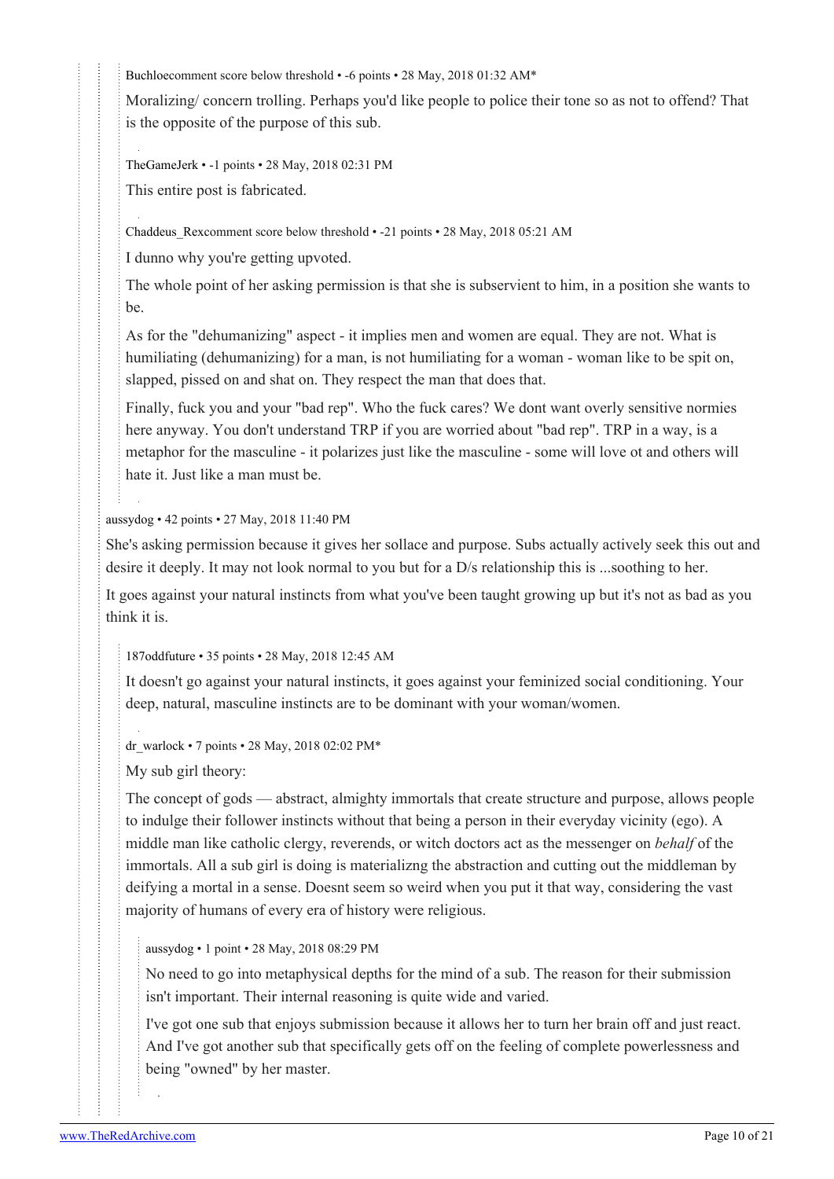Buchloecomment score below threshold • -6 points • 28 May, 2018 01:32 AM*

Moralizing/ concern trolling. Perhaps you'd like people to police their tone so as not to offend? That is the opposite of the purpose of this sub.

TheGameJerk • -1 points • 28 May, 2018 02:31 PM

This entire post is fabricated.

Chaddeus_Rexcomment score below threshold • -21 points • 28 May, 2018 05:21 AM

I dunno why you're getting upvoted.

The whole point of her asking permission is that she is subservient to him, in a position she wants to be.

As for the "dehumanizing" aspect - it implies men and women are equal. They are not. What is humiliating (dehumanizing) for a man, is not humiliating for a woman - woman like to be spit on, slapped, pissed on and shat on. They respect the man that does that.

Finally, fuck you and your "bad rep". Who the fuck cares? We dont want overly sensitive normies here anyway. You don't understand TRP if you are worried about "bad rep". TRP in a way, is a metaphor for the masculine - it polarizes just like the masculine - some will love ot and others will hate it. Just like a man must be.

aussydog • 42 points • 27 May, 2018 11:40 PM

She's asking permission because it gives her sollace and purpose. Subs actually actively seek this out and desire it deeply. It may not look normal to you but for a D/s relationship this is ...soothing to her.

It goes against your natural instincts from what you've been taught growing up but it's not as bad as you think it is.

187oddfuture • 35 points • 28 May, 2018 12:45 AM

It doesn't go against your natural instincts, it goes against your feminized social conditioning. Your deep, natural, masculine instincts are to be dominant with your woman/women.

dr_warlock • 7 points • 28 May, 2018 02:02 PM*

My sub girl theory:

The concept of gods — abstract, almighty immortals that create structure and purpose, allows people to indulge their follower instincts without that being a person in their everyday vicinity (ego). A middle man like catholic clergy, reverends, or witch doctors act as the messenger on *behalf* of the immortals. All a sub girl is doing is materializng the abstraction and cutting out the middleman by deifying a mortal in a sense. Doesnt seem so weird when you put it that way, considering the vast majority of humans of every era of history were religious.

aussydog • 1 point • 28 May, 2018 08:29 PM

No need to go into metaphysical depths for the mind of a sub. The reason for their submission isn't important. Their internal reasoning is quite wide and varied.

I've got one sub that enjoys submission because it allows her to turn her brain off and just react. And I've got another sub that specifically gets off on the feeling of complete powerlessness and being "owned" by her master.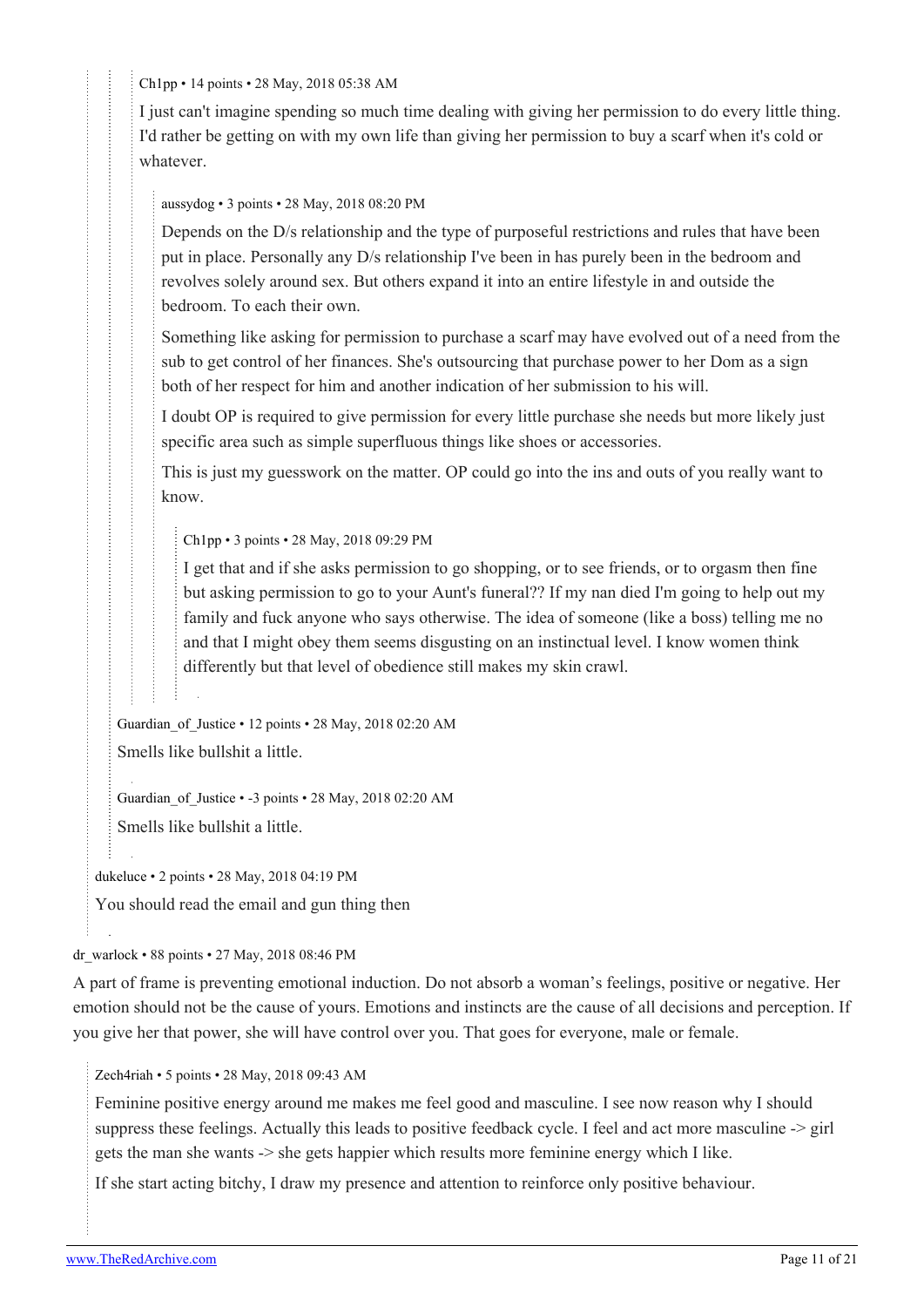Ch1pp • 14 points • 28 May, 2018 05:38 AM

I just can't imagine spending so much time dealing with giving her permission to do every little thing. I'd rather be getting on with my own life than giving her permission to buy a scarf when it's cold or whatever.

aussydog • 3 points • 28 May, 2018 08:20 PM

Depends on the D/s relationship and the type of purposeful restrictions and rules that have been put in place. Personally any D/s relationship I've been in has purely been in the bedroom and revolves solely around sex. But others expand it into an entire lifestyle in and outside the bedroom. To each their own.

Something like asking for permission to purchase a scarf may have evolved out of a need from the sub to get control of her finances. She's outsourcing that purchase power to her Dom as a sign both of her respect for him and another indication of her submission to his will.

I doubt OP is required to give permission for every little purchase she needs but more likely just specific area such as simple superfluous things like shoes or accessories.

This is just my guesswork on the matter. OP could go into the ins and outs of you really want to know.

Ch1pp • 3 points • 28 May, 2018 09:29 PM

I get that and if she asks permission to go shopping, or to see friends, or to orgasm then fine but asking permission to go to your Aunt's funeral?? If my nan died I'm going to help out my family and fuck anyone who says otherwise. The idea of someone (like a boss) telling me no and that I might obey them seems disgusting on an instinctual level. I know women think differently but that level of obedience still makes my skin crawl.

Guardian_of_Justice • 12 points • 28 May, 2018 02:20 AM

Smells like bullshit a little.

Guardian_of_Justice • -3 points • 28 May, 2018 02:20 AM

Smells like bullshit a little.

dukeluce • 2 points • 28 May, 2018 04:19 PM

You should read the email and gun thing then

dr_warlock • 88 points • 27 May, 2018 08:46 PM

A part of frame is preventing emotional induction. Do not absorb a woman's feelings, positive or negative. Her emotion should not be the cause of yours. Emotions and instincts are the cause of all decisions and perception. If you give her that power, she will have control over you. That goes for everyone, male or female.

Zech4riah • 5 points • 28 May, 2018 09:43 AM

Feminine positive energy around me makes me feel good and masculine. I see now reason why I should suppress these feelings. Actually this leads to positive feedback cycle. I feel and act more masculine -> girl gets the man she wants -> she gets happier which results more feminine energy which I like.

If she start acting bitchy, I draw my presence and attention to reinforce only positive behaviour.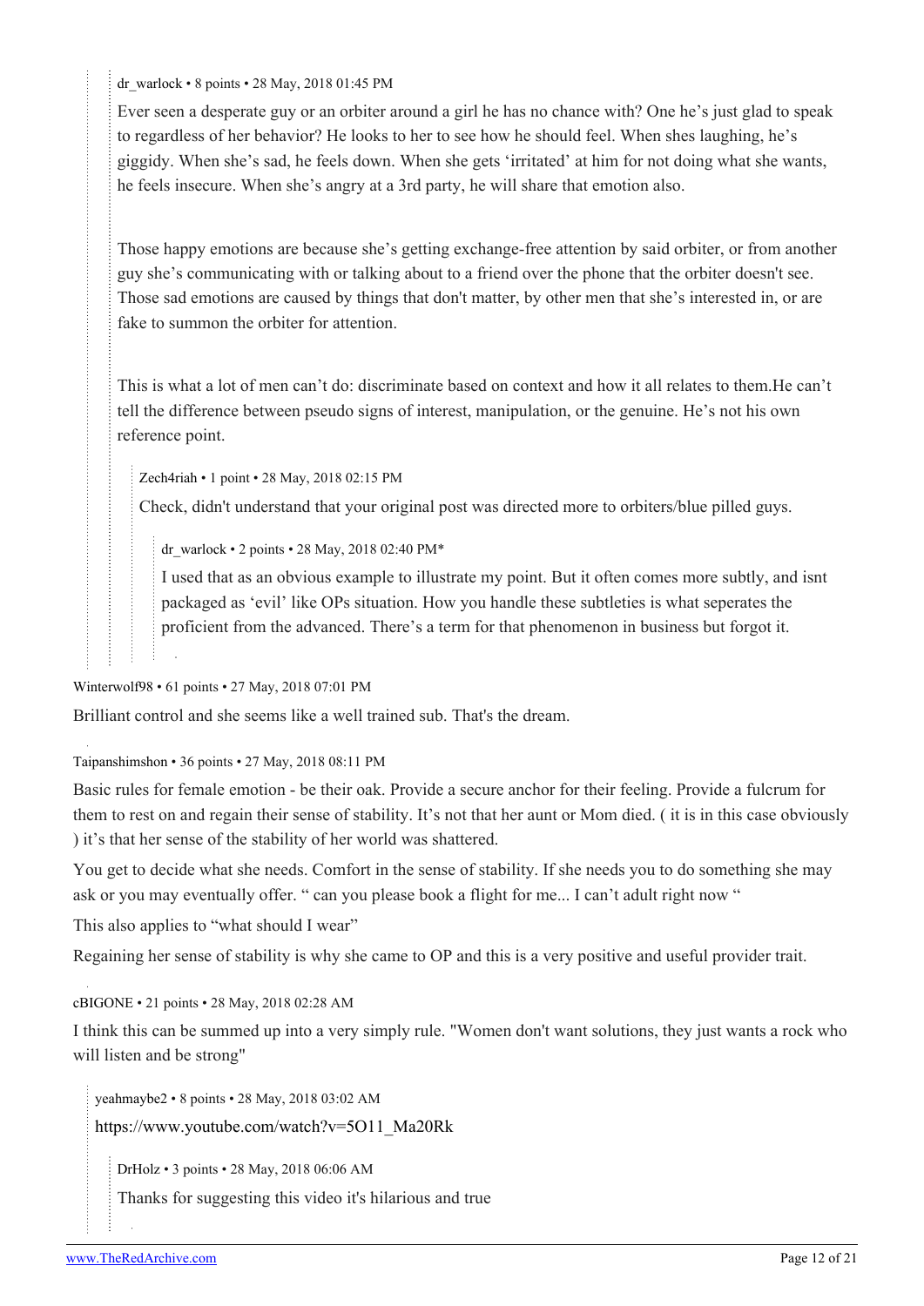dr_warlock • 8 points • 28 May, 2018 01:45 PM

Ever seen a desperate guy or an orbiter around a girl he has no chance with? One he's just glad to speak to regardless of her behavior? He looks to her to see how he should feel. When shes laughing, he's giggidy. When she's sad, he feels down. When she gets 'irritated' at him for not doing what she wants, he feels insecure. When she's angry at a 3rd party, he will share that emotion also.

Those happy emotions are because she's getting exchange-free attention by said orbiter, or from another guy she's communicating with or talking about to a friend over the phone that the orbiter doesn't see. Those sad emotions are caused by things that don't matter, by other men that she's interested in, or are fake to summon the orbiter for attention.

This is what a lot of men can't do: discriminate based on context and how it all relates to them.He can't tell the difference between pseudo signs of interest, manipulation, or the genuine. He's not his own reference point.

> Zech4riah • 1 point • 28 May, 2018 02:15 PM
>
> Check, didn't understand that your original post was directed more to orbiters/blue pilled guys.
>
> > dr_warlock • 2 points • 28 May, 2018 02:40 PM*
> >
> > I used that as an obvious example to illustrate my point. But it often comes more subtly, and isnt packaged as 'evil' like OPs situation. How you handle these subtleties is what seperates the proficient from the advanced. There's a term for that phenomenon in business but forgot it.

Winterwolf98 • 61 points • 27 May, 2018 07:01 PM

Brilliant control and she seems like a well trained sub. That's the dream.

Taipanshimshon • 36 points • 27 May, 2018 08:11 PM

Basic rules for female emotion - be their oak. Provide a secure anchor for their feeling. Provide a fulcrum for them to rest on and regain their sense of stability. It's not that her aunt or Mom died. ( it is in this case obviously ) it's that her sense of the stability of her world was shattered.

You get to decide what she needs. Comfort in the sense of stability. If she needs you to do something she may ask or you may eventually offer. " can you please book a flight for me... I can't adult right now "

This also applies to "what should I wear"

Regaining her sense of stability is why she came to OP and this is a very positive and useful provider trait.

cBIGONE • 21 points • 28 May, 2018 02:28 AM

I think this can be summed up into a very simply rule. "Women don't want solutions, they just wants a rock who will listen and be strong"

> yeahmaybe2 • 8 points • 28 May, 2018 03:02 AM
>
> https://www.youtube.com/watch?v=5O11_Ma20Rk
>
> > DrHolz • 3 points • 28 May, 2018 06:06 AM
> >
> > Thanks for suggesting this video it's hilarious and true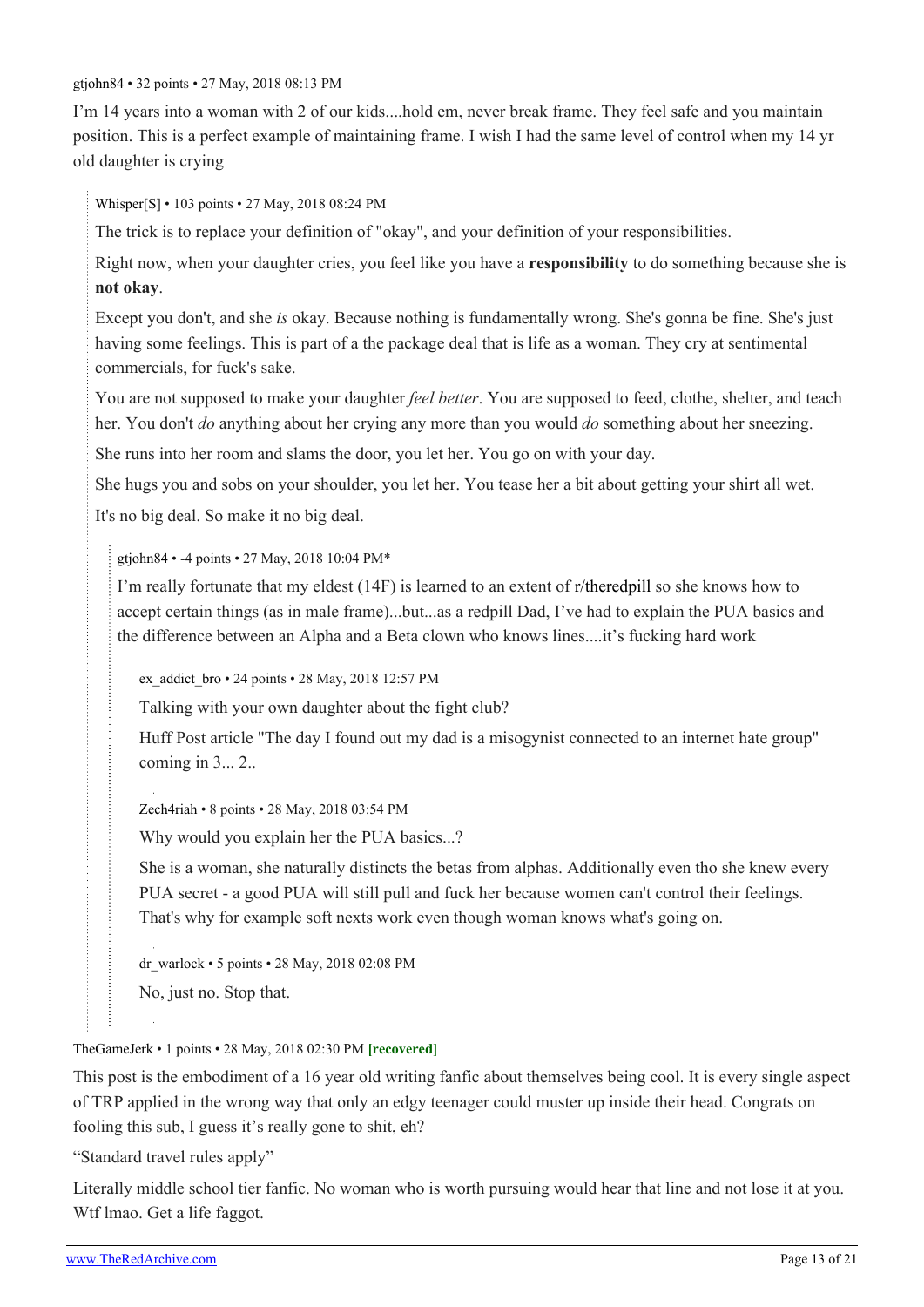gtjohn84 • 32 points • 27 May, 2018 08:13 PM

I'm 14 years into a woman with 2 of our kids....hold em, never break frame. They feel safe and you maintain position. This is a perfect example of maintaining frame. I wish I had the same level of control when my 14 yr old daughter is crying

> Whisper[S] • 103 points • 27 May, 2018 08:24 PM
>
> The trick is to replace your definition of "okay", and your definition of your responsibilities.
>
> Right now, when your daughter cries, you feel like you have a **responsibility** to do something because she is **not okay**.
>
> Except you don't, and she *is* okay. Because nothing is fundamentally wrong. She's gonna be fine. She's just having some feelings. This is part of a the package deal that is life as a woman. They cry at sentimental commercials, for fuck's sake.
>
> You are not supposed to make your daughter *feel better*. You are supposed to feed, clothe, shelter, and teach her. You don't *do* anything about her crying any more than you would *do* something about her sneezing.
>
> She runs into her room and slams the door, you let her. You go on with your day.
>
> She hugs you and sobs on your shoulder, you let her. You tease her a bit about getting your shirt all wet.
>
> It's no big deal. So make it no big deal.
>
> > gtjohn84 • -4 points • 27 May, 2018 10:04 PM*
> >
> > I'm really fortunate that my eldest (14F) is learned to an extent of r/theredpill so she knows how to accept certain things (as in male frame)...but...as a redpill Dad, I've had to explain the PUA basics and the difference between an Alpha and a Beta clown who knows lines....it's fucking hard work
> >
> > > ex_addict_bro • 24 points • 28 May, 2018 12:57 PM
> > >
> > > Talking with your own daughter about the fight club?
> > >
> > > Huff Post article "The day I found out my dad is a misogynist connected to an internet hate group" coming in 3... 2..
> >
> > > Zech4riah • 8 points • 28 May, 2018 03:54 PM
> > >
> > > Why would you explain her the PUA basics...?
> > >
> > > She is a woman, she naturally distincts the betas from alphas. Additionally even tho she knew every PUA secret - a good PUA will still pull and fuck her because women can't control their feelings. That's why for example soft nexts work even though woman knows what's going on.
> >
> > > dr_warlock • 5 points • 28 May, 2018 02:08 PM
> > >
> > > No, just no. Stop that.

TheGameJerk • 1 points • 28 May, 2018 02:30 PM **[recovered]**

This post is the embodiment of a 16 year old writing fanfic about themselves being cool. It is every single aspect of TRP applied in the wrong way that only an edgy teenager could muster up inside their head. Congrats on fooling this sub, I guess it's really gone to shit, eh?

"Standard travel rules apply"

Literally middle school tier fanfic. No woman who is worth pursuing would hear that line and not lose it at you. Wtf lmao. Get a life faggot.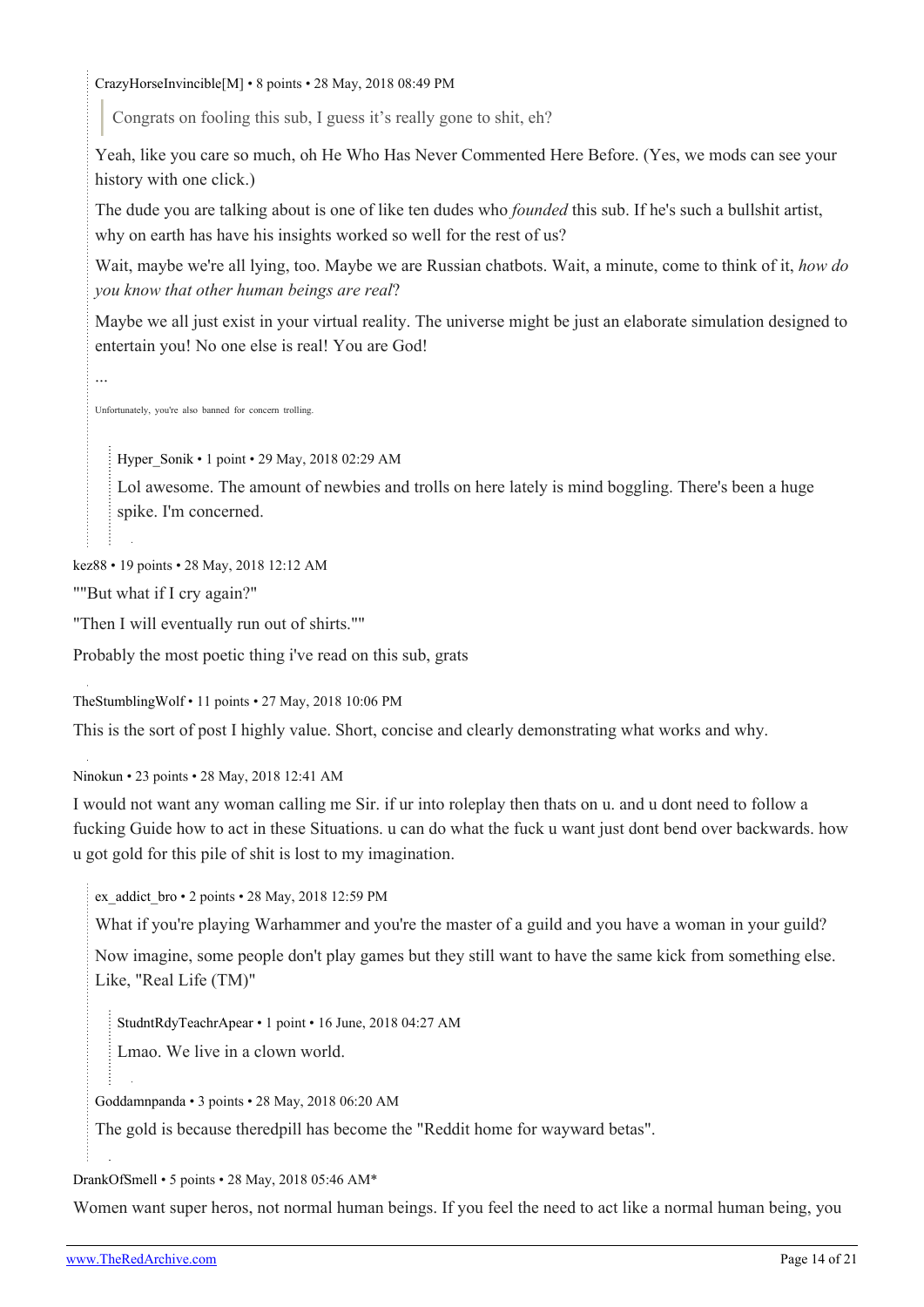CrazyHorseInvincible[M] • 8 points • 28 May, 2018 08:49 PM

> Congrats on fooling this sub, I guess it's really gone to shit, eh?

Yeah, like you care so much, oh He Who Has Never Commented Here Before. (Yes, we mods can see your history with one click.)

The dude you are talking about is one of like ten dudes who *founded* this sub. If he's such a bullshit artist, why on earth has have his insights worked so well for the rest of us?

Wait, maybe we're all lying, too. Maybe we are Russian chatbots. Wait, a minute, come to think of it, *how do you know that other human beings are real*?

Maybe we all just exist in your virtual reality. The universe might be just an elaborate simulation designed to entertain you! No one else is real! You are God!

...

Unfortunately, you're also banned for concern trolling.

Hyper_Sonik • 1 point • 29 May, 2018 02:29 AM

Lol awesome. The amount of newbies and trolls on here lately is mind boggling. There's been a huge spike. I'm concerned.

kez88 • 19 points • 28 May, 2018 12:12 AM

""But what if I cry again?"

"Then I will eventually run out of shirts.""

Probably the most poetic thing i've read on this sub, grats

TheStumblingWolf • 11 points • 27 May, 2018 10:06 PM

This is the sort of post I highly value. Short, concise and clearly demonstrating what works and why.

Ninokun • 23 points • 28 May, 2018 12:41 AM

I would not want any woman calling me Sir. if ur into roleplay then thats on u. and u dont need to follow a fucking Guide how to act in these Situations. u can do what the fuck u want just dont bend over backwards. how u got gold for this pile of shit is lost to my imagination.

ex_addict_bro • 2 points • 28 May, 2018 12:59 PM

What if you're playing Warhammer and you're the master of a guild and you have a woman in your guild?

Now imagine, some people don't play games but they still want to have the same kick from something else. Like, "Real Life (TM)"

StudntRdyTeachrApear • 1 point • 16 June, 2018 04:27 AM

Lmao. We live in a clown world.

Goddamnpanda • 3 points • 28 May, 2018 06:20 AM

The gold is because theredpill has become the "Reddit home for wayward betas".

DrankOfSmell • 5 points • 28 May, 2018 05:46 AM*

Women want super heros, not normal human beings. If you feel the need to act like a normal human being, you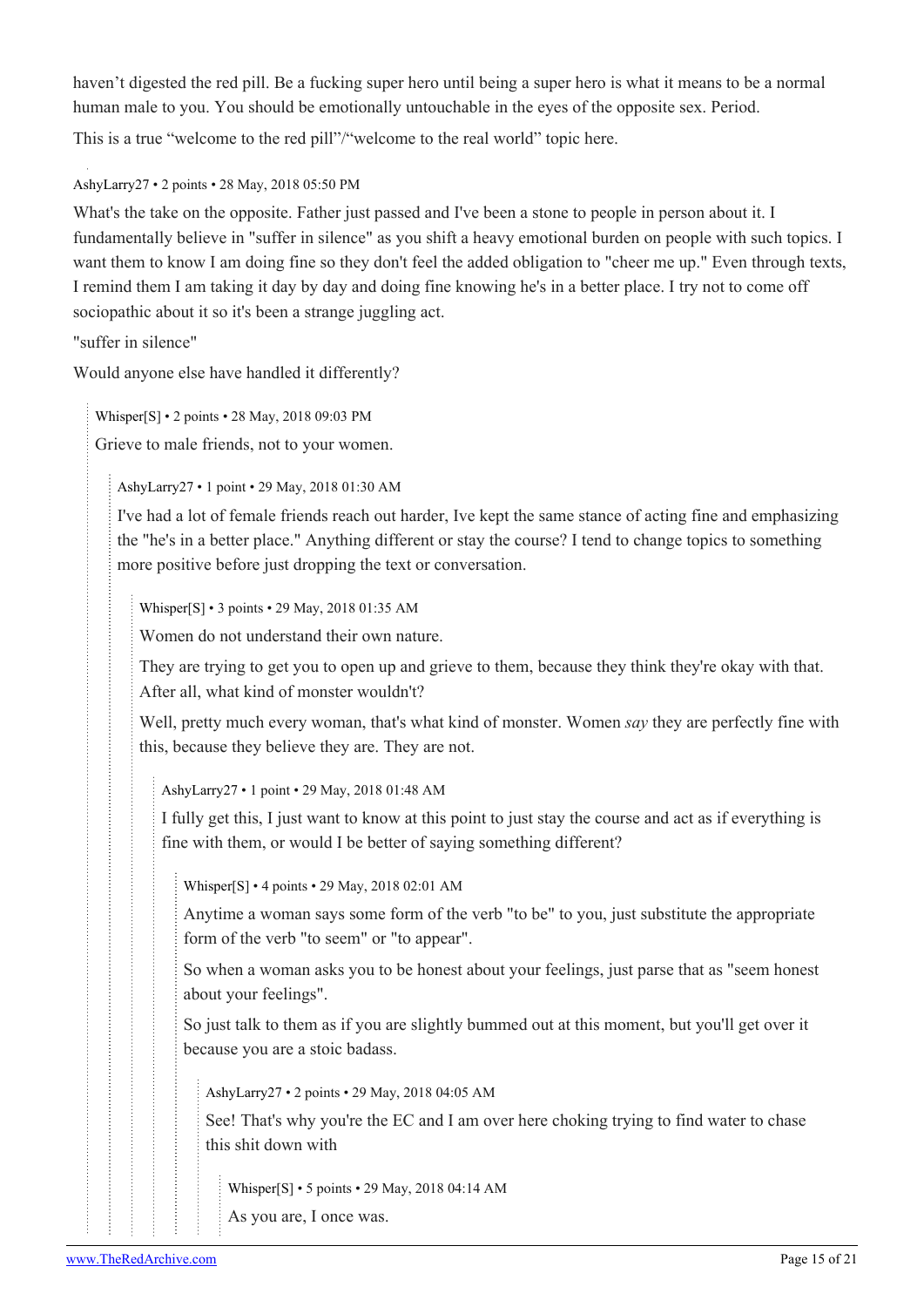haven't digested the red pill. Be a fucking super hero until being a super hero is what it means to be a normal human male to you. You should be emotionally untouchable in the eyes of the opposite sex. Period.

This is a true "welcome to the red pill"/"welcome to the real world" topic here.

AshyLarry27 • 2 points • 28 May, 2018 05:50 PM

What's the take on the opposite. Father just passed and I've been a stone to people in person about it. I fundamentally believe in "suffer in silence" as you shift a heavy emotional burden on people with such topics. I want them to know I am doing fine so they don't feel the added obligation to "cheer me up." Even through texts, I remind them I am taking it day by day and doing fine knowing he's in a better place. I try not to come off sociopathic about it so it's been a strange juggling act.

"suffer in silence"

Would anyone else have handled it differently?

> Whisper[S] • 2 points • 28 May, 2018 09:03 PM
>
> Grieve to male friends, not to your women.
>
> > AshyLarry27 • 1 point • 29 May, 2018 01:30 AM
> >
> > I've had a lot of female friends reach out harder, Ive kept the same stance of acting fine and emphasizing the "he's in a better place." Anything different or stay the course? I tend to change topics to something more positive before just dropping the text or conversation.
> >
> > > Whisper[S] • 3 points • 29 May, 2018 01:35 AM
> > >
> > > Women do not understand their own nature.
> > >
> > > They are trying to get you to open up and grieve to them, because they think they're okay with that. After all, what kind of monster wouldn't?
> > >
> > > Well, pretty much every woman, that's what kind of monster. Women *say* they are perfectly fine with this, because they believe they are. They are not.
> > >
> > > > AshyLarry27 • 1 point • 29 May, 2018 01:48 AM
> > > >
> > > > I fully get this, I just want to know at this point to just stay the course and act as if everything is fine with them, or would I be better of saying something different?
> > > >
> > > > > Whisper[S] • 4 points • 29 May, 2018 02:01 AM
> > > > >
> > > > > Anytime a woman says some form of the verb "to be" to you, just substitute the appropriate form of the verb "to seem" or "to appear".
> > > > >
> > > > > So when a woman asks you to be honest about your feelings, just parse that as "seem honest about your feelings".
> > > > >
> > > > > So just talk to them as if you are slightly bummed out at this moment, but you'll get over it because you are a stoic badass.
> > > > >
> > > > > > AshyLarry27 • 2 points • 29 May, 2018 04:05 AM
> > > > > >
> > > > > > See! That's why you're the EC and I am over here choking trying to find water to chase this shit down with
> > > > > >
> > > > > > > Whisper[S] • 5 points • 29 May, 2018 04:14 AM
> > > > > > >
> > > > > > > As you are, I once was.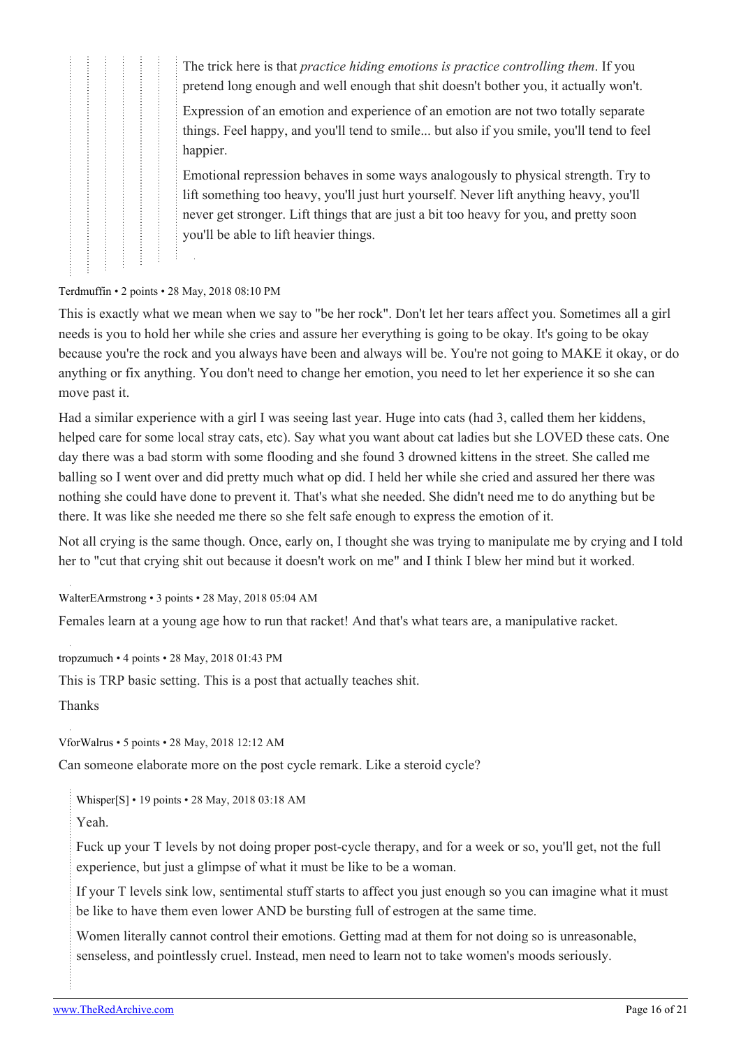> The trick here is that *practice hiding emotions is practice controlling them*. If you pretend long enough and well enough that shit doesn't bother you, it actually won't.
>
> Expression of an emotion and experience of an emotion are not two totally separate things. Feel happy, and you'll tend to smile... but also if you smile, you'll tend to feel happier.
>
> Emotional repression behaves in some ways analogously to physical strength. Try to lift something too heavy, you'll just hurt yourself. Never lift anything heavy, you'll never get stronger. Lift things that are just a bit too heavy for you, and pretty soon you'll be able to lift heavier things.

Terdmuffin • 2 points • 28 May, 2018 08:10 PM

This is exactly what we mean when we say to "be her rock". Don't let her tears affect you. Sometimes all a girl needs is you to hold her while she cries and assure her everything is going to be okay. It's going to be okay because you're the rock and you always have been and always will be. You're not going to MAKE it okay, or do anything or fix anything. You don't need to change her emotion, you need to let her experience it so she can move past it.

Had a similar experience with a girl I was seeing last year. Huge into cats (had 3, called them her kiddens, helped care for some local stray cats, etc). Say what you want about cat ladies but she LOVED these cats. One day there was a bad storm with some flooding and she found 3 drowned kittens in the street. She called me balling so I went over and did pretty much what op did. I held her while she cried and assured her there was nothing she could have done to prevent it. That's what she needed. She didn't need me to do anything but be there. It was like she needed me there so she felt safe enough to express the emotion of it.

Not all crying is the same though. Once, early on, I thought she was trying to manipulate me by crying and I told her to "cut that crying shit out because it doesn't work on me" and I think I blew her mind but it worked.

WalterEArmstrong • 3 points • 28 May, 2018 05:04 AM

Females learn at a young age how to run that racket! And that's what tears are, a manipulative racket.

tropzumuch • 4 points • 28 May, 2018 01:43 PM

This is TRP basic setting. This is a post that actually teaches shit.

Thanks

VforWalrus • 5 points • 28 May, 2018 12:12 AM

Can someone elaborate more on the post cycle remark. Like a steroid cycle?

> Whisper[S] • 19 points • 28 May, 2018 03:18 AM
>
> Yeah.
>
> Fuck up your T levels by not doing proper post-cycle therapy, and for a week or so, you'll get, not the full experience, but just a glimpse of what it must be like to be a woman.
>
> If your T levels sink low, sentimental stuff starts to affect you just enough so you can imagine what it must be like to have them even lower AND be bursting full of estrogen at the same time.
>
> Women literally cannot control their emotions. Getting mad at them for not doing so is unreasonable, senseless, and pointlessly cruel. Instead, men need to learn not to take women's moods seriously.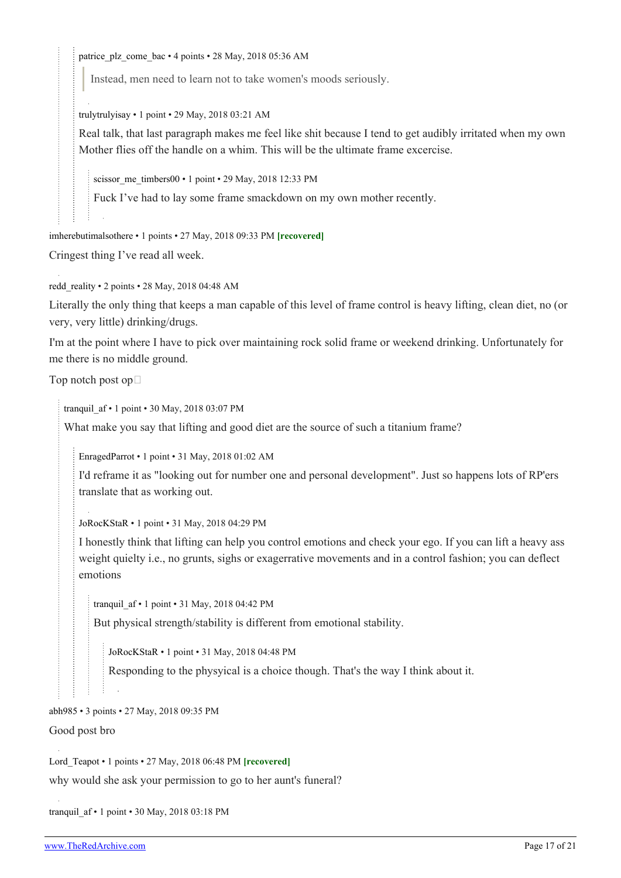patrice_plz_come_bac • 4 points • 28 May, 2018 05:36 AM

> Instead, men need to learn not to take women's moods seriously.

trulytrulyisay • 1 point • 29 May, 2018 03:21 AM

Real talk, that last paragraph makes me feel like shit because I tend to get audibly irritated when my own Mother flies off the handle on a whim. This will be the ultimate frame excercise.

scissor_me_timbers00 • 1 point • 29 May, 2018 12:33 PM

Fuck I’ve had to lay some frame smackdown on my own mother recently.

imherebutimalsothere • 1 points • 27 May, 2018 09:33 PM **[recovered]**

Cringest thing I’ve read all week.

redd_reality • 2 points • 28 May, 2018 04:48 AM

Literally the only thing that keeps a man capable of this level of frame control is heavy lifting, clean diet, no (or very, very little) drinking/drugs.

I'm at the point where I have to pick over maintaining rock solid frame or weekend drinking. Unfortunately for me there is no middle ground.

Top notch post op

tranquil_af • 1 point • 30 May, 2018 03:07 PM

What make you say that lifting and good diet are the source of such a titanium frame?

EnragedParrot • 1 point • 31 May, 2018 01:02 AM

I'd reframe it as "looking out for number one and personal development". Just so happens lots of RP'ers translate that as working out.

JoRocKStaR • 1 point • 31 May, 2018 04:29 PM

I honestly think that lifting can help you control emotions and check your ego. If you can lift a heavy ass weight quielty i.e., no grunts, sighs or exagerrative movements and in a control fashion; you can deflect emotions

tranquil_af • 1 point • 31 May, 2018 04:42 PM

But physical strength/stability is different from emotional stability.

JoRocKStaR • 1 point • 31 May, 2018 04:48 PM

Responding to the physyical is a choice though. That's the way I think about it.

abh985 • 3 points • 27 May, 2018 09:35 PM

Good post bro

Lord_Teapot • 1 points • 27 May, 2018 06:48 PM **[recovered]**

why would she ask your permission to go to her aunt's funeral?

tranquil_af • 1 point • 30 May, 2018 03:18 PM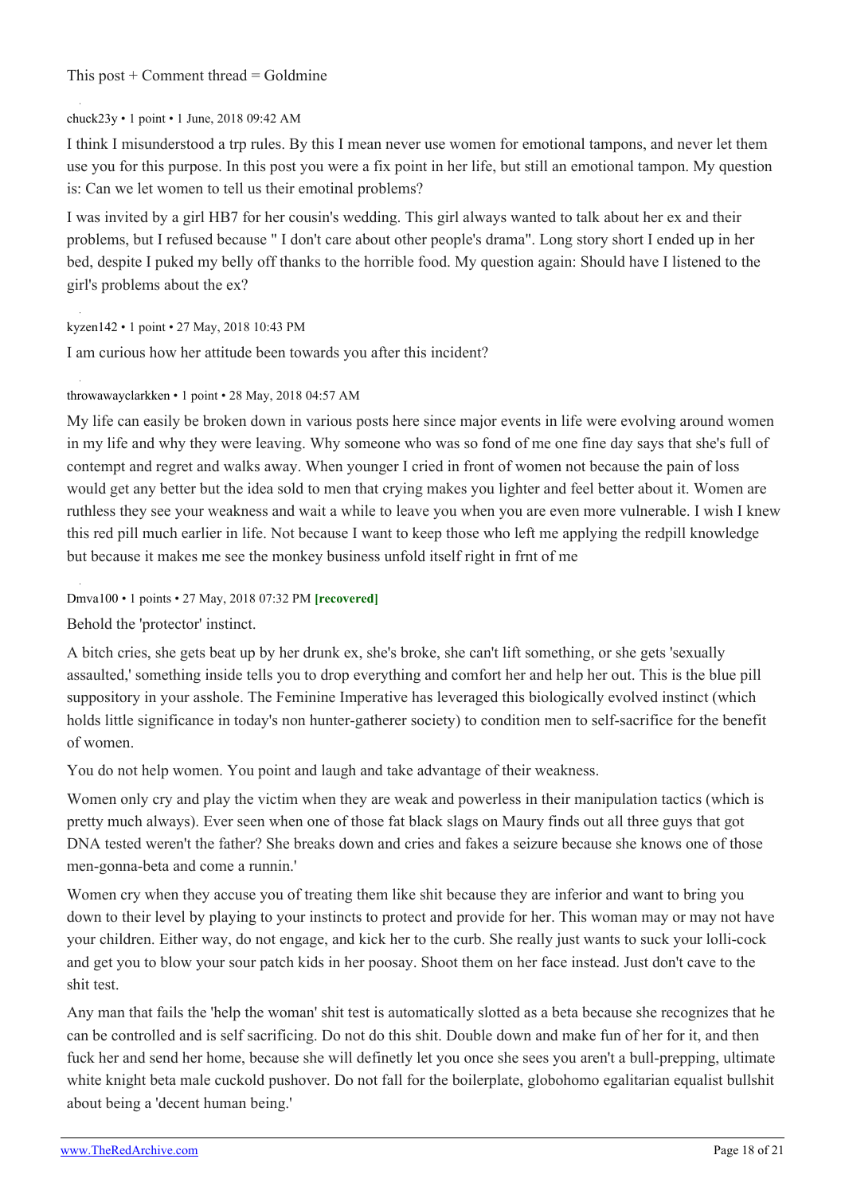This post + Comment thread = Goldmine

chuck23y • 1 point • 1 June, 2018 09:42 AM

I think I misunderstood a trp rules. By this I mean never use women for emotional tampons, and never let them use you for this purpose. In this post you were a fix point in her life, but still an emotional tampon. My question is: Can we let women to tell us their emotinal problems?

I was invited by a girl HB7 for her cousin's wedding. This girl always wanted to talk about her ex and their problems, but I refused because " I don't care about other people's drama". Long story short I ended up in her bed, despite I puked my belly off thanks to the horrible food. My question again: Should have I listened to the girl's problems about the ex?

kyzen142 • 1 point • 27 May, 2018 10:43 PM

I am curious how her attitude been towards you after this incident?

throwawayclarkken • 1 point • 28 May, 2018 04:57 AM

My life can easily be broken down in various posts here since major events in life were evolving around women in my life and why they were leaving. Why someone who was so fond of me one fine day says that she's full of contempt and regret and walks away. When younger I cried in front of women not because the pain of loss would get any better but the idea sold to men that crying makes you lighter and feel better about it. Women are ruthless they see your weakness and wait a while to leave you when you are even more vulnerable. I wish I knew this red pill much earlier in life. Not because I want to keep those who left me applying the redpill knowledge but because it makes me see the monkey business unfold itself right in frnt of me

Dmva100 • 1 points • 27 May, 2018 07:32 PM **[recovered]**

Behold the 'protector' instinct.

A bitch cries, she gets beat up by her drunk ex, she's broke, she can't lift something, or she gets 'sexually assaulted,' something inside tells you to drop everything and comfort her and help her out. This is the blue pill suppository in your asshole. The Feminine Imperative has leveraged this biologically evolved instinct (which holds little significance in today's non hunter-gatherer society) to condition men to self-sacrifice for the benefit of women.

You do not help women. You point and laugh and take advantage of their weakness.

Women only cry and play the victim when they are weak and powerless in their manipulation tactics (which is pretty much always). Ever seen when one of those fat black slags on Maury finds out all three guys that got DNA tested weren't the father? She breaks down and cries and fakes a seizure because she knows one of those men-gonna-beta and come a runnin.'

Women cry when they accuse you of treating them like shit because they are inferior and want to bring you down to their level by playing to your instincts to protect and provide for her. This woman may or may not have your children. Either way, do not engage, and kick her to the curb. She really just wants to suck your lolli-cock and get you to blow your sour patch kids in her poosay. Shoot them on her face instead. Just don't cave to the shit test.

Any man that fails the 'help the woman' shit test is automatically slotted as a beta because she recognizes that he can be controlled and is self sacrificing. Do not do this shit. Double down and make fun of her for it, and then fuck her and send her home, because she will definetly let you once she sees you aren't a bull-prepping, ultimate white knight beta male cuckold pushover. Do not fall for the boilerplate, globohomo egalitarian equalist bullshit about being a 'decent human being.'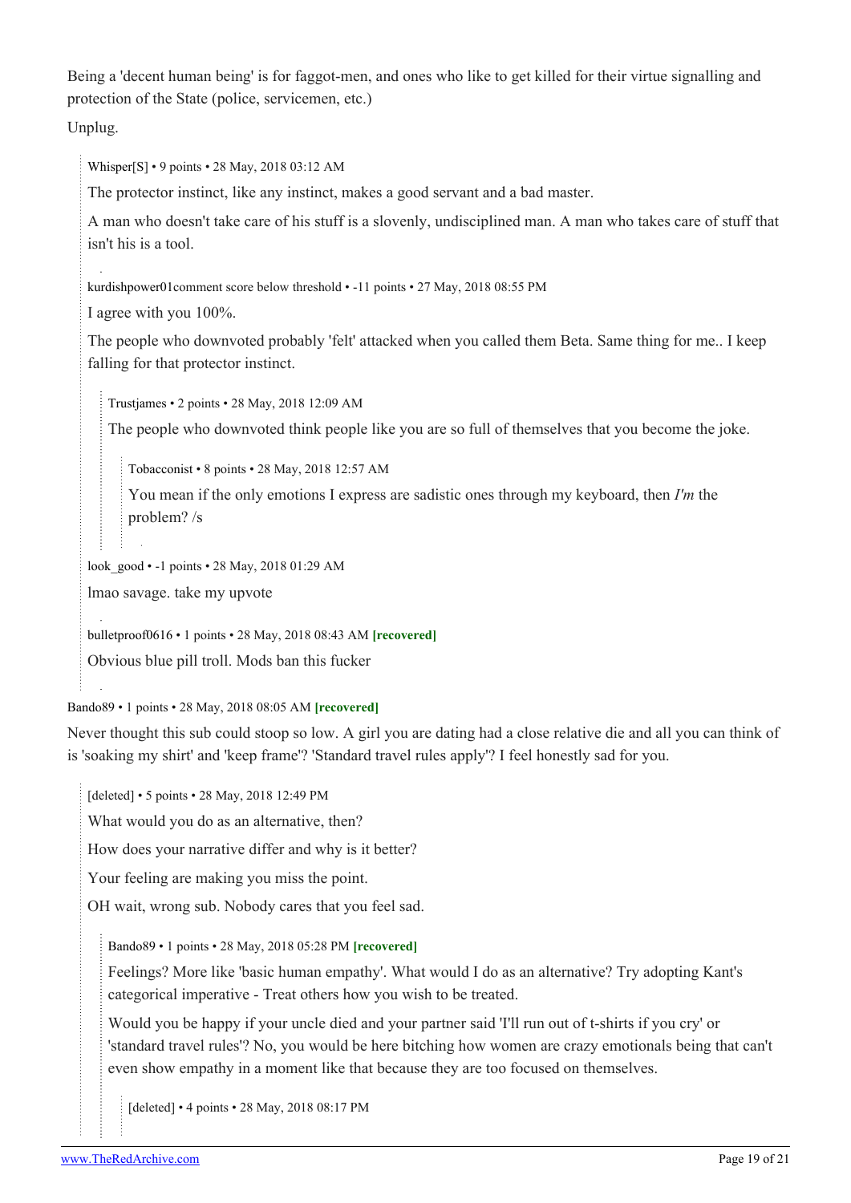Being a 'decent human being' is for faggot-men, and ones who like to get killed for their virtue signalling and protection of the State (police, servicemen, etc.)

Unplug.

> Whisper[S] • 9 points • 28 May, 2018 03:12 AM
>
> The protector instinct, like any instinct, makes a good servant and a bad master.
>
> A man who doesn't take care of his stuff is a slovenly, undisciplined man. A man who takes care of stuff that isn't his is a tool.

> kurdishpower01comment score below threshold • -11 points • 27 May, 2018 08:55 PM
>
> I agree with you 100%.
>
> The people who downvoted probably 'felt' attacked when you called them Beta. Same thing for me.. I keep falling for that protector instinct.
>
>> Trustjames • 2 points • 28 May, 2018 12:09 AM
>>
>> The people who downvoted think people like you are so full of themselves that you become the joke.
>>
>>> Tobacconist • 8 points • 28 May, 2018 12:57 AM
>>>
>>> You mean if the only emotions I express are sadistic ones through my keyboard, then *I'm* the problem? /s

> look_good • -1 points • 28 May, 2018 01:29 AM
>
> lmao savage. take my upvote

> bulletproof0616 • 1 points • 28 May, 2018 08:43 AM **[recovered]**
>
> Obvious blue pill troll. Mods ban this fucker

Bando89 • 1 points • 28 May, 2018 08:05 AM **[recovered]**

Never thought this sub could stoop so low. A girl you are dating had a close relative die and all you can think of is 'soaking my shirt' and 'keep frame'? 'Standard travel rules apply'? I feel honestly sad for you.

> [deleted] • 5 points • 28 May, 2018 12:49 PM
>
> What would you do as an alternative, then?
>
> How does your narrative differ and why is it better?
>
> Your feeling are making you miss the point.
>
> OH wait, wrong sub. Nobody cares that you feel sad.
>
>> Bando89 • 1 points • 28 May, 2018 05:28 PM **[recovered]**
>>
>> Feelings? More like 'basic human empathy'. What would I do as an alternative? Try adopting Kant's categorical imperative - Treat others how you wish to be treated.
>>
>> Would you be happy if your uncle died and your partner said 'I'll run out of t-shirts if you cry' or 'standard travel rules'? No, you would be here bitching how women are crazy emotionals being that can't even show empathy in a moment like that because they are too focused on themselves.
>>
>>> [deleted] • 4 points • 28 May, 2018 08:17 PM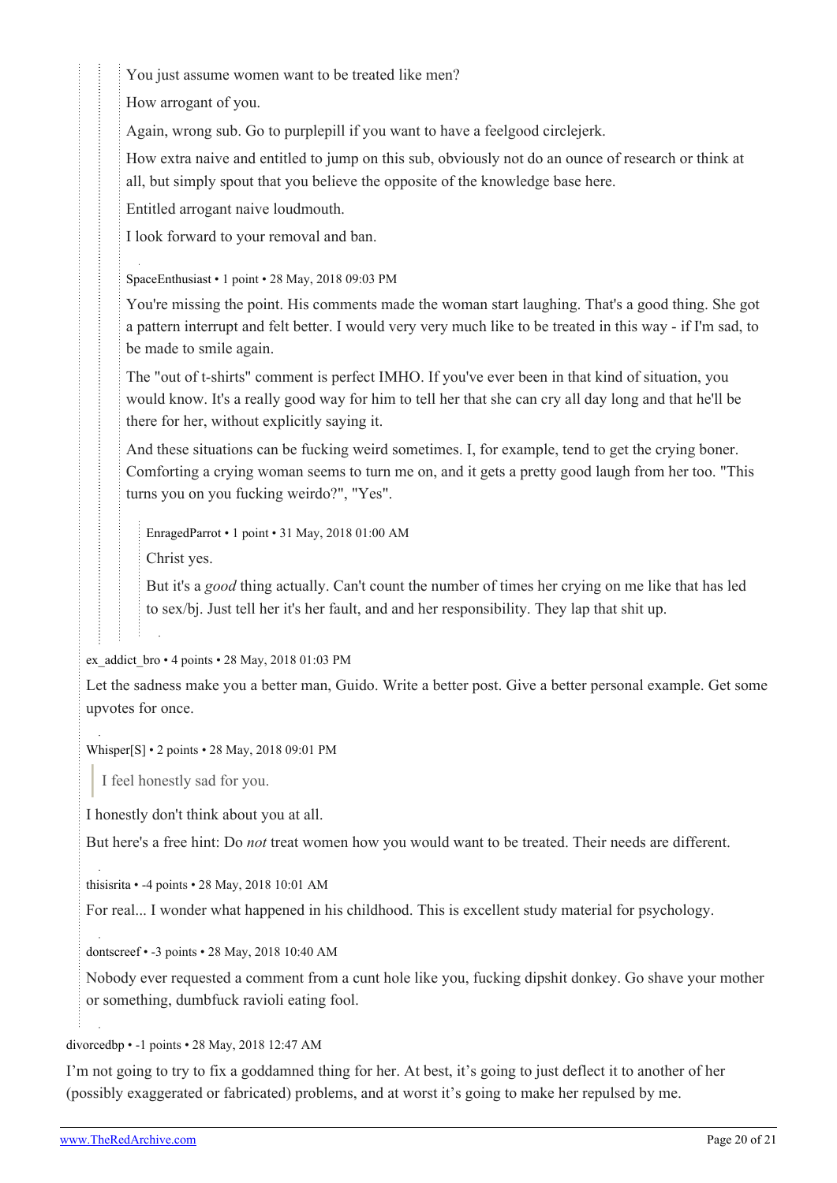You just assume women want to be treated like men?

How arrogant of you.

Again, wrong sub. Go to purplepill if you want to have a feelgood circlejerk.

How extra naive and entitled to jump on this sub, obviously not do an ounce of research or think at all, but simply spout that you believe the opposite of the knowledge base here.

Entitled arrogant naive loudmouth.

I look forward to your removal and ban.

SpaceEnthusiast • 1 point • 28 May, 2018 09:03 PM

You're missing the point. His comments made the woman start laughing. That's a good thing. She got a pattern interrupt and felt better. I would very very much like to be treated in this way - if I'm sad, to be made to smile again.

The "out of t-shirts" comment is perfect IMHO. If you've ever been in that kind of situation, you would know. It's a really good way for him to tell her that she can cry all day long and that he'll be there for her, without explicitly saying it.

And these situations can be fucking weird sometimes. I, for example, tend to get the crying boner. Comforting a crying woman seems to turn me on, and it gets a pretty good laugh from her too. "This turns you on you fucking weirdo?", "Yes".

EnragedParrot • 1 point • 31 May, 2018 01:00 AM

Christ yes.

But it's a *good* thing actually. Can't count the number of times her crying on me like that has led to sex/bj. Just tell her it's her fault, and and her responsibility. They lap that shit up.

ex_addict_bro • 4 points • 28 May, 2018 01:03 PM

Let the sadness make you a better man, Guido. Write a better post. Give a better personal example. Get some upvotes for once.

Whisper[S] • 2 points • 28 May, 2018 09:01 PM

> I feel honestly sad for you.

I honestly don't think about you at all.

But here's a free hint: Do *not* treat women how you would want to be treated. Their needs are different.

thisisrita • -4 points • 28 May, 2018 10:01 AM

For real... I wonder what happened in his childhood. This is excellent study material for psychology.

dontscreef • -3 points • 28 May, 2018 10:40 AM

Nobody ever requested a comment from a cunt hole like you, fucking dipshit donkey. Go shave your mother or something, dumbfuck ravioli eating fool.

divorcedbp • -1 points • 28 May, 2018 12:47 AM

I'm not going to try to fix a goddamned thing for her. At best, it's going to just deflect it to another of her (possibly exaggerated or fabricated) problems, and at worst it's going to make her repulsed by me.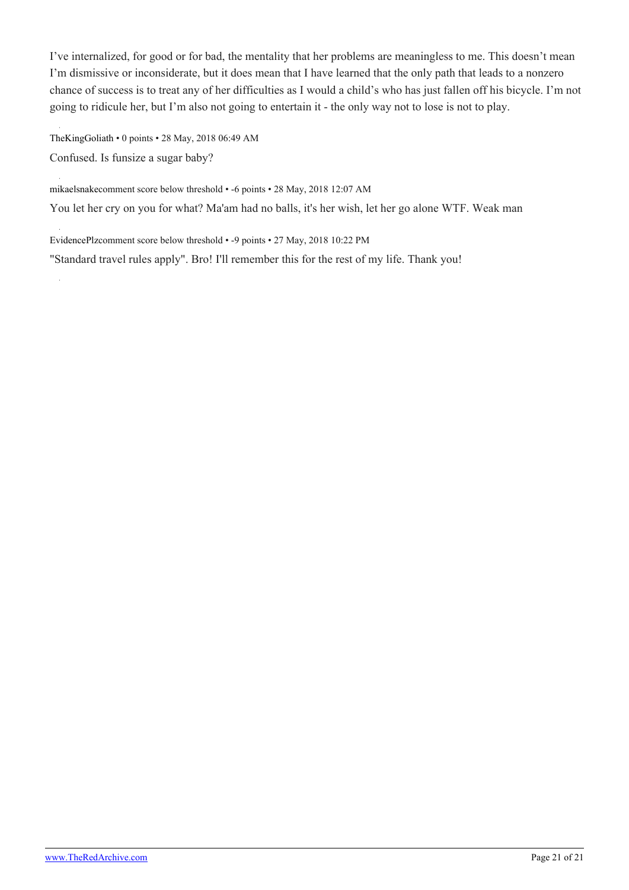I've internalized, for good or for bad, the mentality that her problems are meaningless to me. This doesn't mean I'm dismissive or inconsiderate, but it does mean that I have learned that the only path that leads to a nonzero chance of success is to treat any of her difficulties as I would a child's who has just fallen off his bicycle. I'm not going to ridicule her, but I'm also not going to entertain it - the only way not to lose is not to play.

TheKingGoliath • 0 points • 28 May, 2018 06:49 AM

Confused. Is funsize a sugar baby?

mikaelsnakecomment score below threshold • -6 points • 28 May, 2018 12:07 AM

You let her cry on you for what? Ma'am had no balls, it's her wish, let her go alone WTF. Weak man

EvidencePlzcomment score below threshold • -9 points • 27 May, 2018 10:22 PM

"Standard travel rules apply". Bro! I'll remember this for the rest of my life. Thank you!